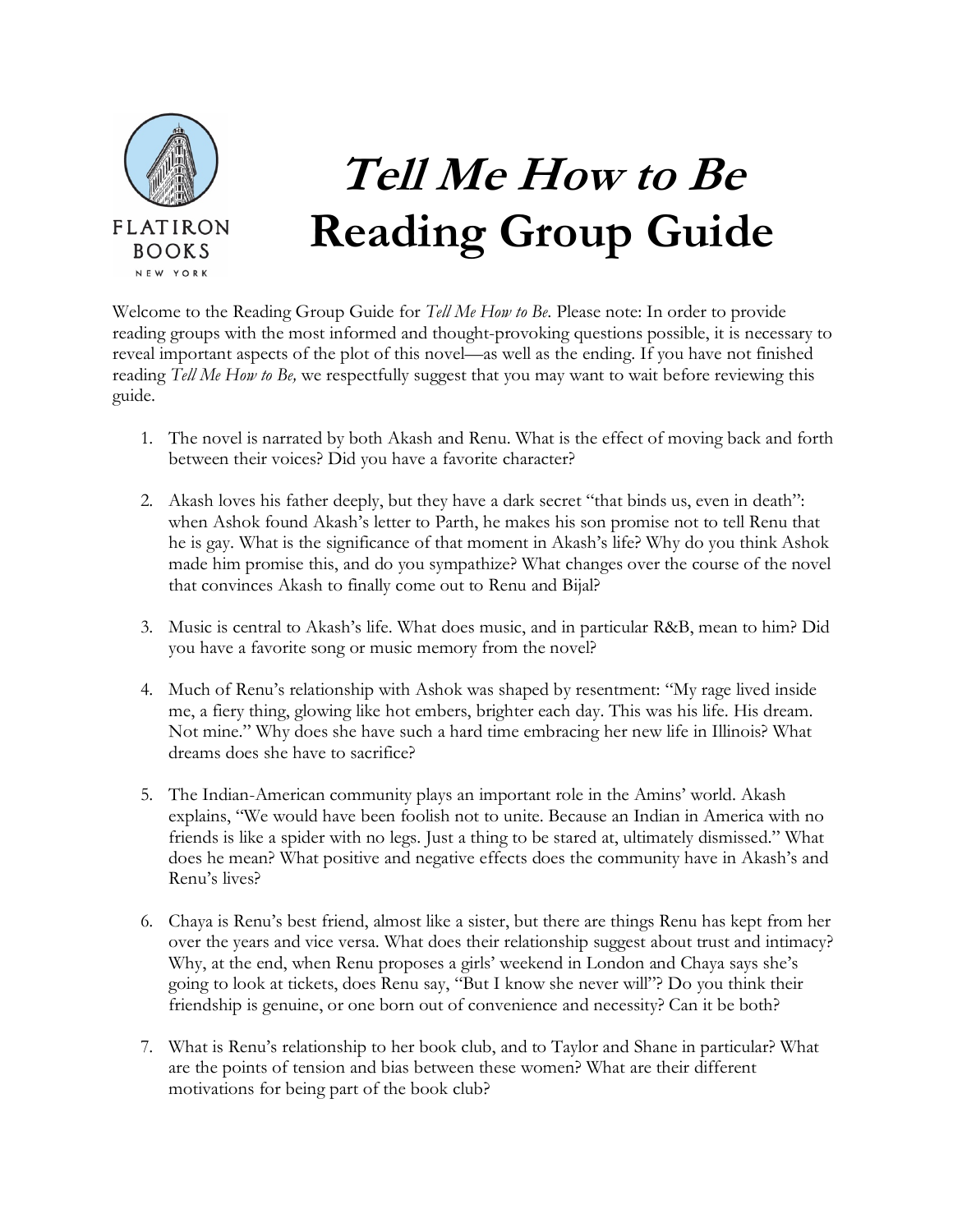# *Tell Me How to Be* Reading Group Guide

Welcome to the Reading Group Guide for *Tell Me How to Be*. Please note: In order to provide reading groups with the most informed and thought-provoking questions possible, it is necessary to reveal important aspects of the plot of this novel—as well as the ending. If you have not finished reading *Tell Me How to Be,* we respectfully suggest that you may want to wait before reviewing this guide.

1. The novel is narrated by both Akash and Renu. What is the effect of moving back and forth between their voices? Did you have a favorite character?

2. Akash loves his father deeply, but they have a dark secret "that binds us, even in death": when Ashok found Akash's letter to Parth, he makes his son promise not to tell Renu that he is gay. What is the significance of that moment in Akash's life? Why do you think Ashok made him promise this, and do you sympathize? What changes over the course of the novel that convinces Akash to finally come out to Renu and Bijal?

3. Music is central to Akash's life. What does music, and in particular R&B, mean to him? Did you have a favorite song or music memory from the novel?

4. Much of Renu's relationship with Ashok was shaped by resentment: "My rage lived inside me, a fiery thing, glowing like hot embers, brighter each day. This was his life. His dream. Not mine." Why does she have such a hard time embracing her new life in Illinois? What dreams does she have to sacrifice?

5. The Indian-American community plays an important role in the Amins' world. Akash explains, "We would have been foolish not to unite. Because an Indian in America with no friends is like a spider with no legs. Just a thing to be stared at, ultimately dismissed." What does he mean? What positive and negative effects does the community have in Akash's and Renu's lives?

6. Chaya is Renu's best friend, almost like a sister, but there are things Renu has kept from her over the years and vice versa. What does their relationship suggest about trust and intimacy? Why, at the end, when Renu proposes a girls' weekend in London and Chaya says she's going to look at tickets, does Renu say, "But I know she never will"? Do you think their friendship is genuine, or one born out of convenience and necessity? Can it be both?

7. What is Renu's relationship to her book club, and to Taylor and Shane in particular? What are the points of tension and bias between these women? What are their different motivations for being part of the book club?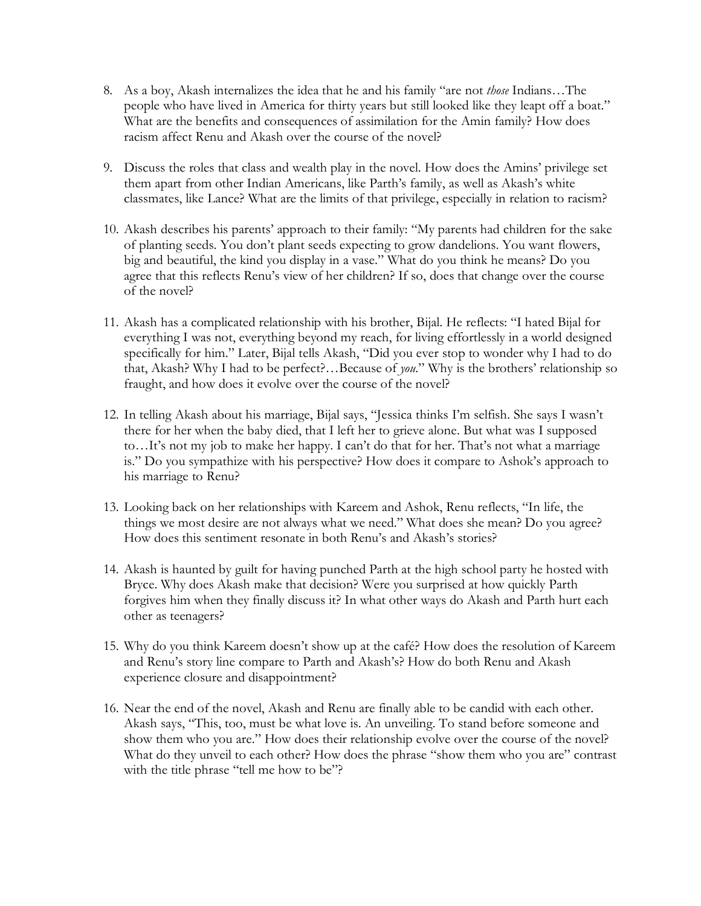8. As a boy, Akash internalizes the idea that he and his family "are not *those* Indians…The people who have lived in America for thirty years but still looked like they leapt off a boat." What are the benefits and consequences of assimilation for the Amin family? How does racism affect Renu and Akash over the course of the novel?

9. Discuss the roles that class and wealth play in the novel. How does the Amins' privilege set them apart from other Indian Americans, like Parth's family, as well as Akash's white classmates, like Lance? What are the limits of that privilege, especially in relation to racism?

10. Akash describes his parents' approach to their family: "My parents had children for the sake of planting seeds. You don't plant seeds expecting to grow dandelions. You want flowers, big and beautiful, the kind you display in a vase." What do you think he means? Do you agree that this reflects Renu's view of her children? If so, does that change over the course of the novel?

11. Akash has a complicated relationship with his brother, Bijal. He reflects: "I hated Bijal for everything I was not, everything beyond my reach, for living effortlessly in a world designed specifically for him." Later, Bijal tells Akash, "Did you ever stop to wonder why I had to do that, Akash? Why I had to be perfect?…Because of *you*." Why is the brothers' relationship so fraught, and how does it evolve over the course of the novel?

12. In telling Akash about his marriage, Bijal says, "Jessica thinks I'm selfish. She says I wasn't there for her when the baby died, that I left her to grieve alone. But what was I supposed to…It's not my job to make her happy. I can't do that for her. That's not what a marriage is." Do you sympathize with his perspective? How does it compare to Ashok's approach to his marriage to Renu?

13. Looking back on her relationships with Kareem and Ashok, Renu reflects, "In life, the things we most desire are not always what we need." What does she mean? Do you agree? How does this sentiment resonate in both Renu's and Akash's stories?

14. Akash is haunted by guilt for having punched Parth at the high school party he hosted with Bryce. Why does Akash make that decision? Were you surprised at how quickly Parth forgives him when they finally discuss it? In what other ways do Akash and Parth hurt each other as teenagers?

15. Why do you think Kareem doesn't show up at the café? How does the resolution of Kareem and Renu's story line compare to Parth and Akash's? How do both Renu and Akash experience closure and disappointment?

16. Near the end of the novel, Akash and Renu are finally able to be candid with each other. Akash says, "This, too, must be what love is. An unveiling. To stand before someone and show them who you are." How does their relationship evolve over the course of the novel? What do they unveil to each other? How does the phrase "show them who you are" contrast with the title phrase "tell me how to be"?